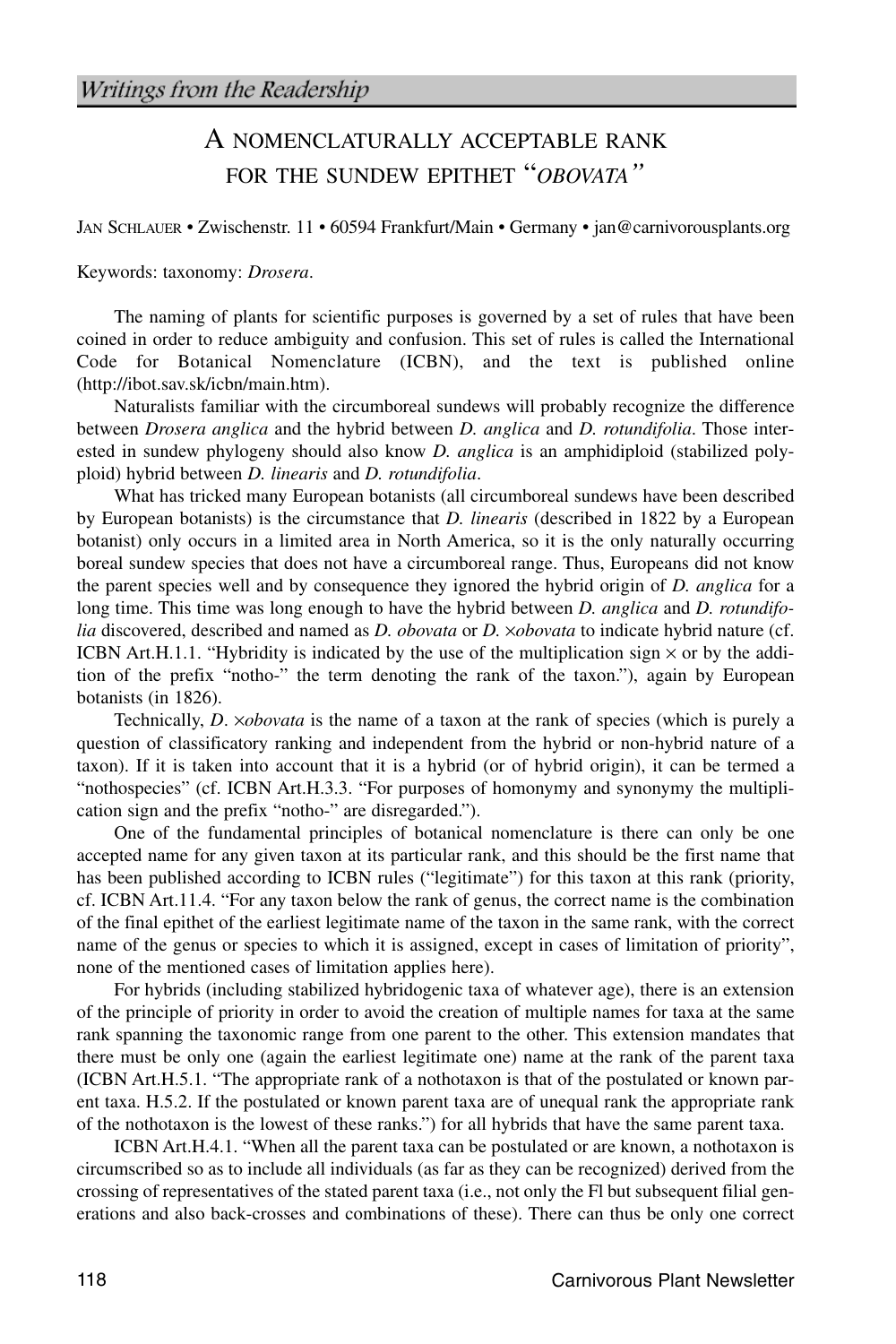*Writings from the Readership*

# A NOMENCLATURALLY ACCEPTABLE RANK FOR THE SUNDEW EPITHET "*OBOVATA*"

JAN SCHLAUER • Zwischenstr. 11 • 60594 Frankfurt/Main • Germany • jan@carnivorousplants.org

Keywords: taxonomy: *Drosera*.

The naming of plants for scientific purposes is governed by a set of rules that have been coined in order to reduce ambiguity and confusion. This set of rules is called the International Code for Botanical Nomenclature (ICBN), and the text is published online (http://ibot.sav.sk/icbn/main.htm).

Naturalists familiar with the circumboreal sundews will probably recognize the difference between *Drosera anglica* and the hybrid between *D. anglica* and *D. rotundifolia*. Those interested in sundew phylogeny should also know *D. anglica* is an amphidiploid (stabilized polyploid) hybrid between *D. linearis* and *D. rotundifolia*.

What has tricked many European botanists (all circumboreal sundews have been described by European botanists) is the circumstance that *D. linearis* (described in 1822 by a European botanist) only occurs in a limited area in North America, so it is the only naturally occurring boreal sundew species that does not have a circumboreal range. Thus, Europeans did not know the parent species well and by consequence they ignored the hybrid origin of *D. anglica* for a long time. This time was long enough to have the hybrid between *D. anglica* and *D. rotundifolia* discovered, described and named as *D. obovata* or *D.* ×*obovata* to indicate hybrid nature (cf. ICBN Art.H.1.1. "Hybridity is indicated by the use of the multiplication sign × or by the addition of the prefix "notho-" the term denoting the rank of the taxon."), again by European botanists (in 1826).

Technically, *D*. ×*obovata* is the name of a taxon at the rank of species (which is purely a question of classificatory ranking and independent from the hybrid or non-hybrid nature of a taxon). If it is taken into account that it is a hybrid (or of hybrid origin), it can be termed a "nothospecies" (cf. ICBN Art.H.3.3. "For purposes of homonymy and synonymy the multiplication sign and the prefix "notho-" are disregarded.").

One of the fundamental principles of botanical nomenclature is there can only be one accepted name for any given taxon at its particular rank, and this should be the first name that has been published according to ICBN rules ("legitimate") for this taxon at this rank (priority, cf. ICBN Art.11.4. "For any taxon below the rank of genus, the correct name is the combination of the final epithet of the earliest legitimate name of the taxon in the same rank, with the correct name of the genus or species to which it is assigned, except in cases of limitation of priority", none of the mentioned cases of limitation applies here).

For hybrids (including stabilized hybridogenic taxa of whatever age), there is an extension of the principle of priority in order to avoid the creation of multiple names for taxa at the same rank spanning the taxonomic range from one parent to the other. This extension mandates that there must be only one (again the earliest legitimate one) name at the rank of the parent taxa (ICBN Art.H.5.1. "The appropriate rank of a nothotaxon is that of the postulated or known parent taxa. H.5.2. If the postulated or known parent taxa are of unequal rank the appropriate rank of the nothotaxon is the lowest of these ranks.") for all hybrids that have the same parent taxa.

ICBN Art.H.4.1. "When all the parent taxa can be postulated or are known, a nothotaxon is circumscribed so as to include all individuals (as far as they can be recognized) derived from the crossing of representatives of the stated parent taxa (i.e., not only the Fl but subsequent filial generations and also back-crosses and combinations of these). There can thus be only one correct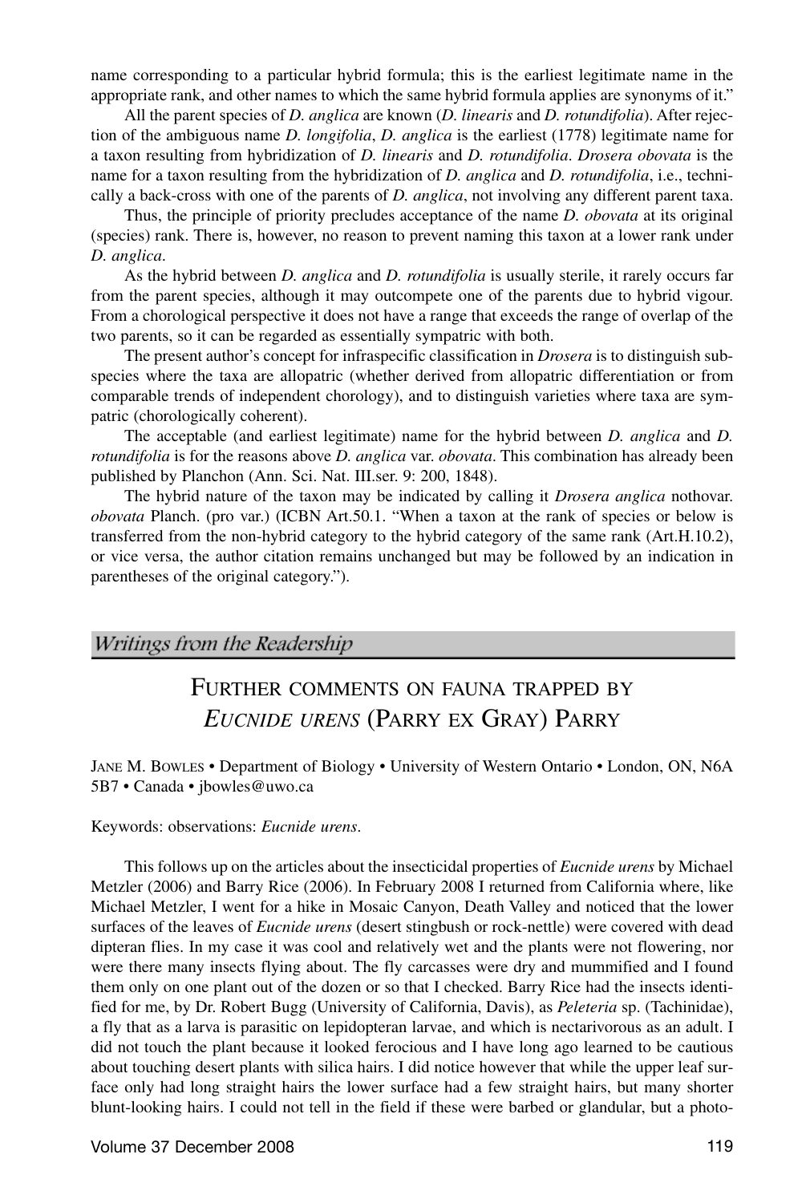name corresponding to a particular hybrid formula; this is the earliest legitimate name in the appropriate rank, and other names to which the same hybrid formula applies are synonyms of it."

All the parent species of *D. anglica* are known (*D. linearis* and *D. rotundifolia*). After rejection of the ambiguous name *D. longifolia*, *D. anglica* is the earliest (1778) legitimate name for a taxon resulting from hybridization of *D. linearis* and *D. rotundifolia*. *Drosera obovata* is the name for a taxon resulting from the hybridization of *D. anglica* and *D. rotundifolia*, i.e., technically a back-cross with one of the parents of *D. anglica*, not involving any different parent taxa.

Thus, the principle of priority precludes acceptance of the name *D. obovata* at its original (species) rank. There is, however, no reason to prevent naming this taxon at a lower rank under *D. anglica*.

As the hybrid between *D. anglica* and *D. rotundifolia* is usually sterile, it rarely occurs far from the parent species, although it may outcompete one of the parents due to hybrid vigour. From a chorological perspective it does not have a range that exceeds the range of overlap of the two parents, so it can be regarded as essentially sympatric with both.

The present author's concept for infraspecific classification in *Drosera* is to distinguish subspecies where the taxa are allopatric (whether derived from allopatric differentiation or from comparable trends of independent chorology), and to distinguish varieties where taxa are sympatric (chorologically coherent).

The acceptable (and earliest legitimate) name for the hybrid between *D. anglica* and *D. rotundifolia* is for the reasons above *D. anglica* var. *obovata*. This combination has already been published by Planchon (Ann. Sci. Nat. III.ser. 9: 200, 1848).

The hybrid nature of the taxon may be indicated by calling it *Drosera anglica* nothovar. *obovata* Planch. (pro var.) (ICBN Art.50.1. "When a taxon at the rank of species or below is transferred from the non-hybrid category to the hybrid category of the same rank (Art.H.10.2), or vice versa, the author citation remains unchanged but may be followed by an indication in parentheses of the original category.").

*Writings from the Readership*

# Further comments on fauna trapped by *Eucnide urens* (Parry ex Gray) Parry

Jane M. Bowles • Department of Biology • University of Western Ontario • London, ON, N6A 5B7 • Canada • jbowles@uwo.ca

Keywords: observations: *Eucnide urens*.

This follows up on the articles about the insecticidal properties of *Eucnide urens* by Michael Metzler (2006) and Barry Rice (2006). In February 2008 I returned from California where, like Michael Metzler, I went for a hike in Mosaic Canyon, Death Valley and noticed that the lower surfaces of the leaves of *Eucnide urens* (desert stingbush or rock-nettle) were covered with dead dipteran flies. In my case it was cool and relatively wet and the plants were not flowering, nor were there many insects flying about. The fly carcasses were dry and mummified and I found them only on one plant out of the dozen or so that I checked. Barry Rice had the insects identified for me, by Dr. Robert Bugg (University of California, Davis), as *Peleteria* sp. (Tachinidae), a fly that as a larva is parasitic on lepidopteran larvae, and which is nectarivorous as an adult. I did not touch the plant because it looked ferocious and I have long ago learned to be cautious about touching desert plants with silica hairs. I did notice however that while the upper leaf surface only had long straight hairs the lower surface had a few straight hairs, but many shorter blunt-looking hairs. I could not tell in the field if these were barbed or glandular, but a photo-